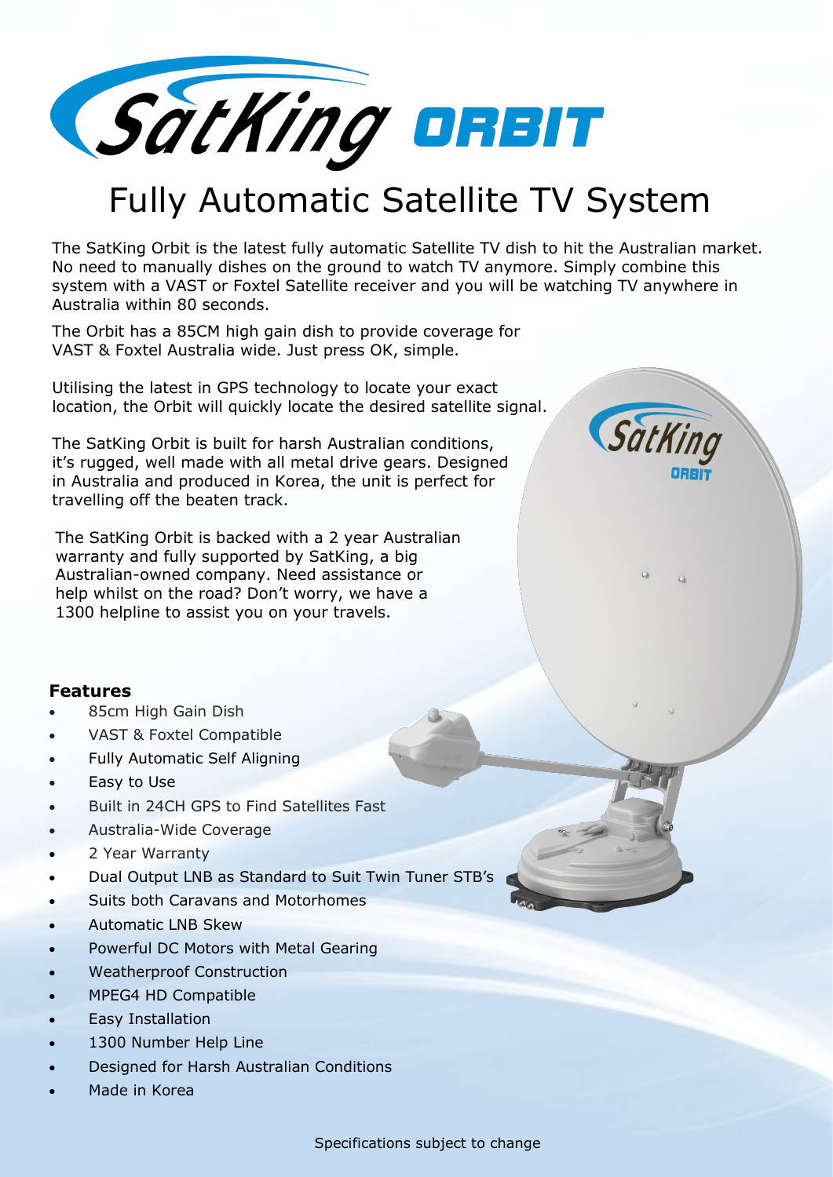# SatKing ORBIT

## Fully Automatic Satellite TV System

The SatKing Orbit is the latest fully automatic Satellite TV dish to hit the Australian market. No need to manually dishes on the ground to watch TV anymore. Simply combine this system with a VAST or Foxtel Satellite receiver and you will be watching TV anywhere in Australia within 80 seconds.

The Orbit has a 85CM high gain dish to provide coverage for VAST & Foxtel Australia wide. Just press OK, simple.

Utilising the latest in GPS technology to locate your exact location, the Orbit will quickly locate the desired satellite signal.

The SatKing Orbit is built for harsh Australian conditions, it's rugged, well made with all metal drive gears. Designed in Australia and produced in Korea, the unit is perfect for travelling off the beaten track.

The SatKing Orbit is backed with a 2 year Australian warranty and fully supported by SatKing, a big Australian-owned company. Need assistance or help whilst on the road? Don't worry, we have a 1300 helpline to assist you on your travels.

**Features**

- 85cm High Gain Dish
- VAST & Foxtel Compatible
- Fully Automatic Self Aligning
- Easy to Use
- Built in 24CH GPS to Find Satellites Fast
- Australia-Wide Coverage
- 2 Year Warranty
- Dual Output LNB as Standard to Suit Twin Tuner STB's
- Suits both Caravans and Motorhomes
- Automatic LNB Skew
- Powerful DC Motors with Metal Gearing
- Weatherproof Construction
- MPEG4 HD Compatible
- Easy Installation
- 1300 Number Help Line
- Designed for Harsh Australian Conditions
- Made in Korea

Specifications subject to change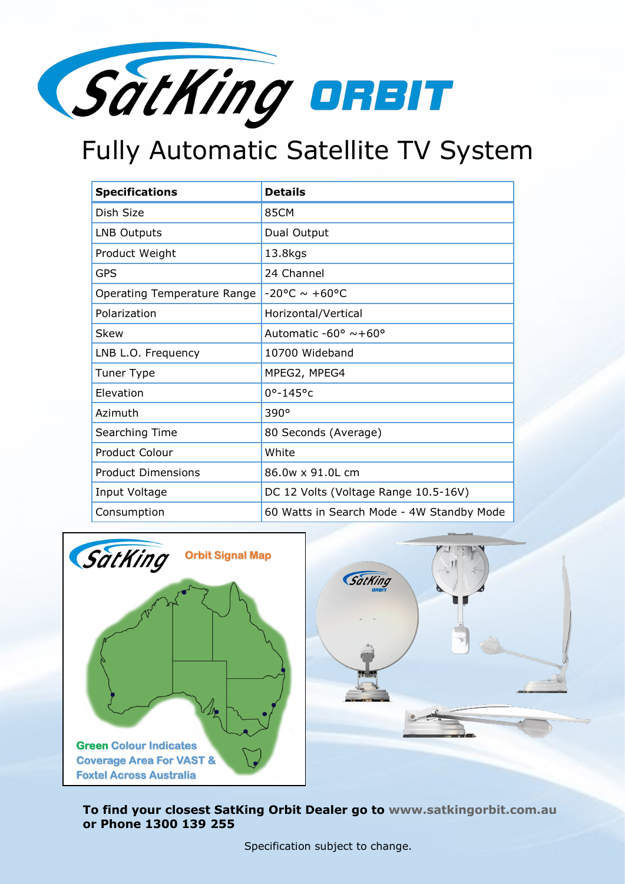# SatKing ORBIT

## Fully Automatic Satellite TV System

| Specifications | Details |
|---|---|
| Dish Size | 85CM |
| LNB Outputs | Dual Output |
| Product Weight | 13.8kgs |
| GPS | 24 Channel |
| Operating Temperature Range | -20°C ~ +60°C |
| Polarization | Horizontal/Vertical |
| Skew | Automatic -60° ~+60° |
| LNB L.O. Frequency | 10700 Wideband |
| Tuner Type | MPEG2, MPEG4 |
| Elevation | 0°-145°c |
| Azimuth | 390° |
| Searching Time | 80 Seconds (Average) |
| Product Colour | White |
| Product Dimensions | 86.0w x 91.0L cm |
| Input Voltage | DC 12 Volts (Voltage Range 10.5-16V) |
| Consumption | 60 Watts in Search Mode - 4W Standby Mode |

SatKing Orbit Signal Map

Green Colour Indicates Coverage Area For VAST & Foxtel Across Australia

**To find your closest SatKing Orbit Dealer go to www.satkingorbit.com.au or Phone 1300 139 255**

Specification subject to change.